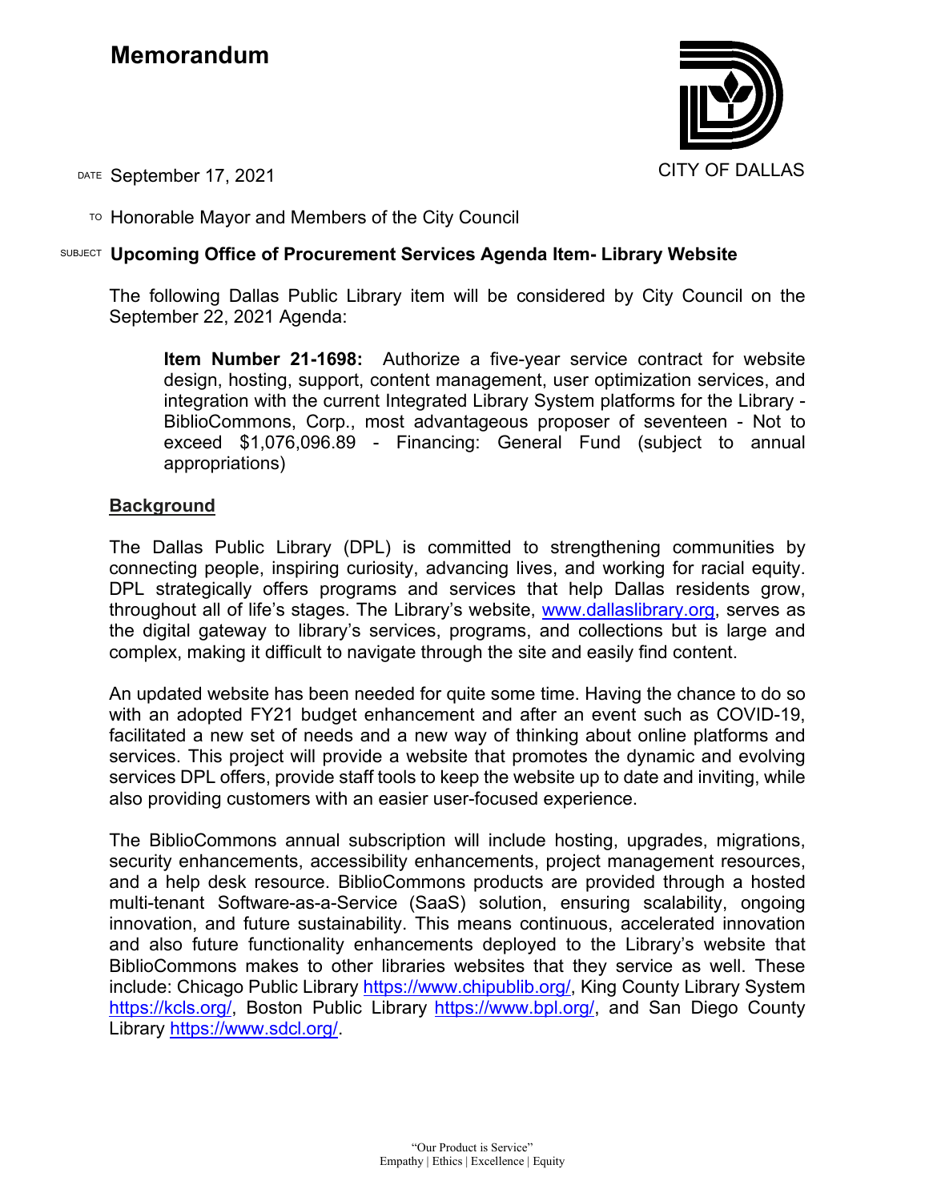# Memorandum

CITY OF DALLAS

DATE September 17, 2021

TO Honorable Mayor and Members of the City Council

SUBJECT **Upcoming Office of Procurement Services Agenda Item- Library Website**

The following Dallas Public Library item will be considered by City Council on the September 22, 2021 Agenda:

> **Item Number 21-1698:** Authorize a five-year service contract for website design, hosting, support, content management, user optimization services, and integration with the current Integrated Library System platforms for the Library - BiblioCommons, Corp., most advantageous proposer of seventeen - Not to exceed $1,076,096.89 - Financing: General Fund (subject to annual appropriations)

## Background

The Dallas Public Library (DPL) is committed to strengthening communities by connecting people, inspiring curiosity, advancing lives, and working for racial equity. DPL strategically offers programs and services that help Dallas residents grow, throughout all of life's stages. The Library's website, www.dallaslibrary.org, serves as the digital gateway to library's services, programs, and collections but is large and complex, making it difficult to navigate through the site and easily find content.

An updated website has been needed for quite some time. Having the chance to do so with an adopted FY21 budget enhancement and after an event such as COVID-19, facilitated a new set of needs and a new way of thinking about online platforms and services. This project will provide a website that promotes the dynamic and evolving services DPL offers, provide staff tools to keep the website up to date and inviting, while also providing customers with an easier user-focused experience.

The BiblioCommons annual subscription will include hosting, upgrades, migrations, security enhancements, accessibility enhancements, project management resources, and a help desk resource. BiblioCommons products are provided through a hosted multi-tenant Software-as-a-Service (SaaS) solution, ensuring scalability, ongoing innovation, and future sustainability. This means continuous, accelerated innovation and also future functionality enhancements deployed to the Library's website that BiblioCommons makes to other libraries websites that they service as well. These include: Chicago Public Library https://www.chipublib.org/, King County Library System https://kcls.org/, Boston Public Library https://www.bpl.org/, and San Diego County Library https://www.sdcl.org/.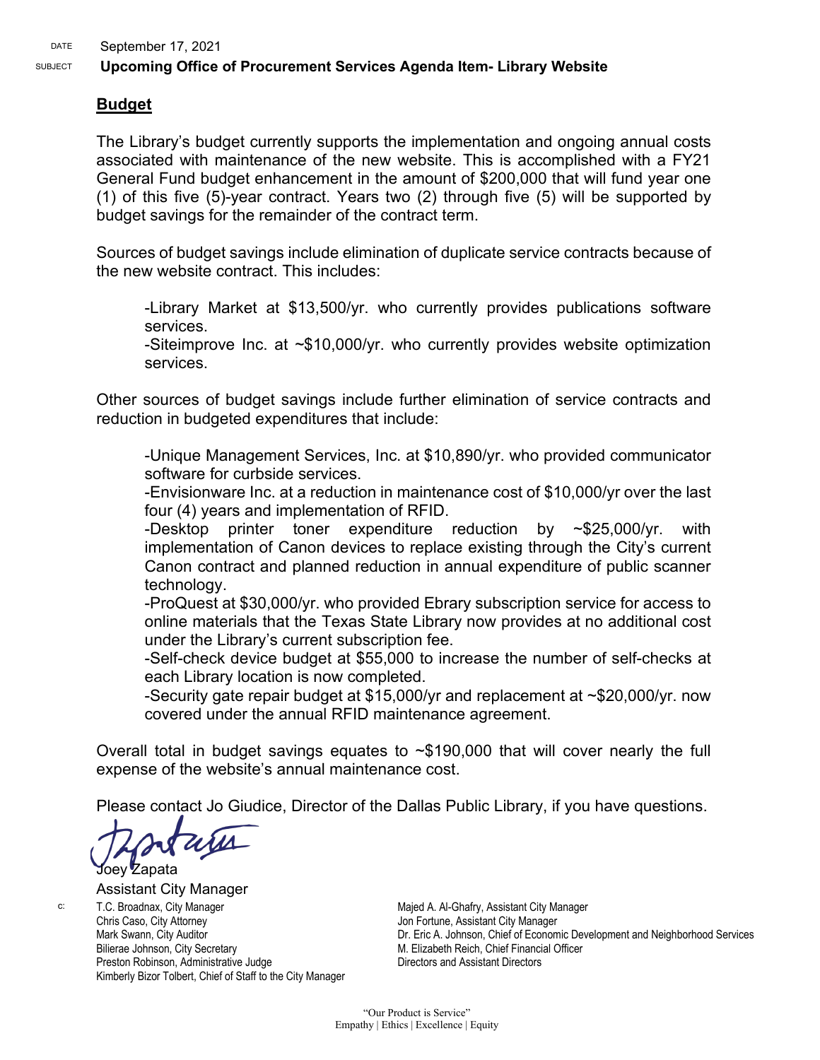DATE September 17, 2021

SUBJECT **Upcoming Office of Procurement Services Agenda Item- Library Website**

**Budget**

The Library's budget currently supports the implementation and ongoing annual costs associated with maintenance of the new website. This is accomplished with a FY21 General Fund budget enhancement in the amount of $200,000 that will fund year one (1) of this five (5)-year contract. Years two (2) through five (5) will be supported by budget savings for the remainder of the contract term.

Sources of budget savings include elimination of duplicate service contracts because of the new website contract. This includes:

-Library Market at $13,500/yr. who currently provides publications software services.
-Siteimprove Inc. at ~$10,000/yr. who currently provides website optimization services.

Other sources of budget savings include further elimination of service contracts and reduction in budgeted expenditures that include:

-Unique Management Services, Inc. at $10,890/yr. who provided communicator software for curbside services.
-Envisionware Inc. at a reduction in maintenance cost of $10,000/yr over the last four (4) years and implementation of RFID.
-Desktop printer toner expenditure reduction by ~$25,000/yr. with implementation of Canon devices to replace existing through the City's current Canon contract and planned reduction in annual expenditure of public scanner technology.
-ProQuest at $30,000/yr. who provided Ebrary subscription service for access to online materials that the Texas State Library now provides at no additional cost under the Library's current subscription fee.
-Self-check device budget at $55,000 to increase the number of self-checks at each Library location is now completed.
-Security gate repair budget at $15,000/yr and replacement at ~$20,000/yr. now covered under the annual RFID maintenance agreement.

Overall total in budget savings equates to ~$190,000 that will cover nearly the full expense of the website's annual maintenance cost.

Please contact Jo Giudice, Director of the Dallas Public Library, if you have questions.

Joey Zapata
Assistant City Manager

c: T.C. Broadnax, City Manager
Chris Caso, City Attorney
Mark Swann, City Auditor
Bilierae Johnson, City Secretary
Preston Robinson, Administrative Judge
Kimberly Bizor Tolbert, Chief of Staff to the City Manager
Majed A. Al-Ghafry, Assistant City Manager
Jon Fortune, Assistant City Manager
Dr. Eric A. Johnson, Chief of Economic Development and Neighborhood Services
M. Elizabeth Reich, Chief Financial Officer
Directors and Assistant Directors

"Our Product is Service"
Empathy | Ethics | Excellence | Equity